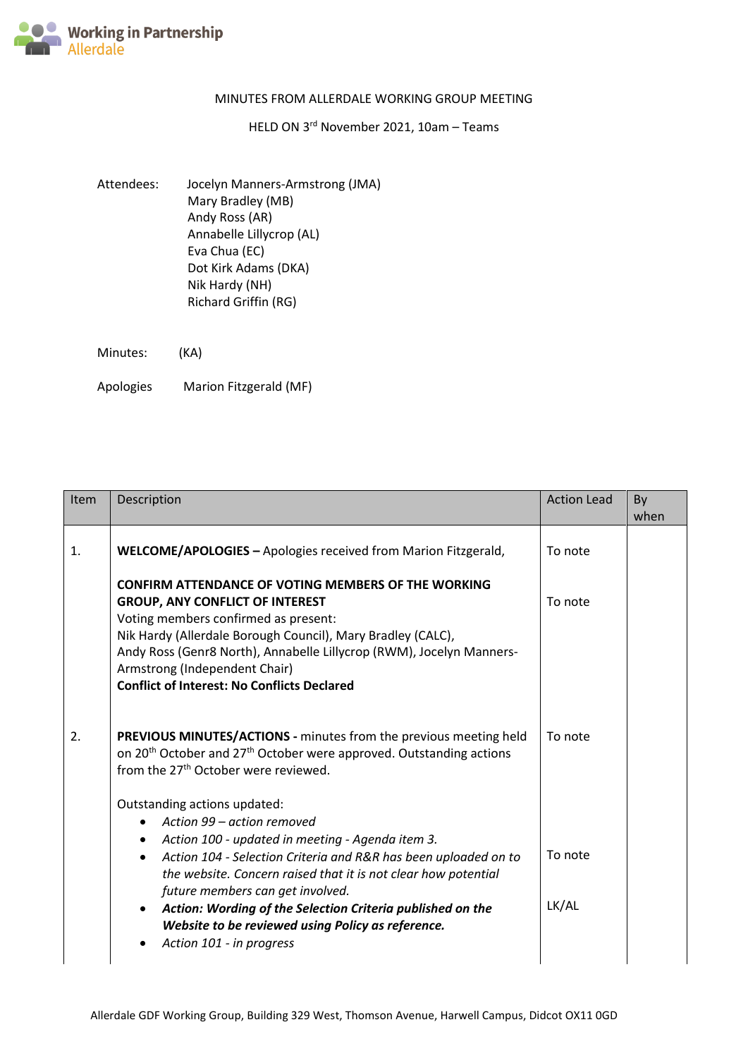**Working in Partnership**
**Allerdale**

MINUTES FROM ALLERDALE WORKING GROUP MEETING

HELD ON 3rd November 2021, 10am – Teams

Attendees: Jocelyn Manners-Armstrong (JMA)
Mary Bradley (MB)
Andy Ross (AR)
Annabelle Lillycrop (AL)
Eva Chua (EC)
Dot Kirk Adams (DKA)
Nik Hardy (NH)
Richard Griffin (RG)

Minutes: (KA)

Apologies: Marion Fitzgerald (MF)

| Item | Description | Action Lead | By when |
|---|---|---|---|
| 1. | **WELCOME/APOLOGIES –** Apologies received from Marion Fitzgerald, | To note | |
| | **CONFIRM ATTENDANCE OF VOTING MEMBERS OF THE WORKING GROUP, ANY CONFLICT OF INTEREST**<br>Voting members confirmed as present:<br>Nik Hardy (Allerdale Borough Council), Mary Bradley (CALC), Andy Ross (Genr8 North), Annabelle Lillycrop (RWM), Jocelyn Manners-Armstrong (Independent Chair)<br>**Conflict of Interest: No Conflicts Declared** | To note | |
| 2. | **PREVIOUS MINUTES/ACTIONS -** minutes from the previous meeting held on 20th October and 27th October were approved. Outstanding actions from the 27th October were reviewed. | To note | |
| | Outstanding actions updated:<br>• *Action 99 – action removed*<br>• *Action 100 - updated in meeting - Agenda item 3.*<br>• *Action 104 - Selection Criteria and R&R has been uploaded on to the website. Concern raised that it is not clear how potential future members can get involved.* | To note | |
| | • ***Action: Wording of the Selection Criteria published on the Website to be reviewed using Policy as reference.*** | LK/AL | |
| | • *Action 101 - in progress* | | |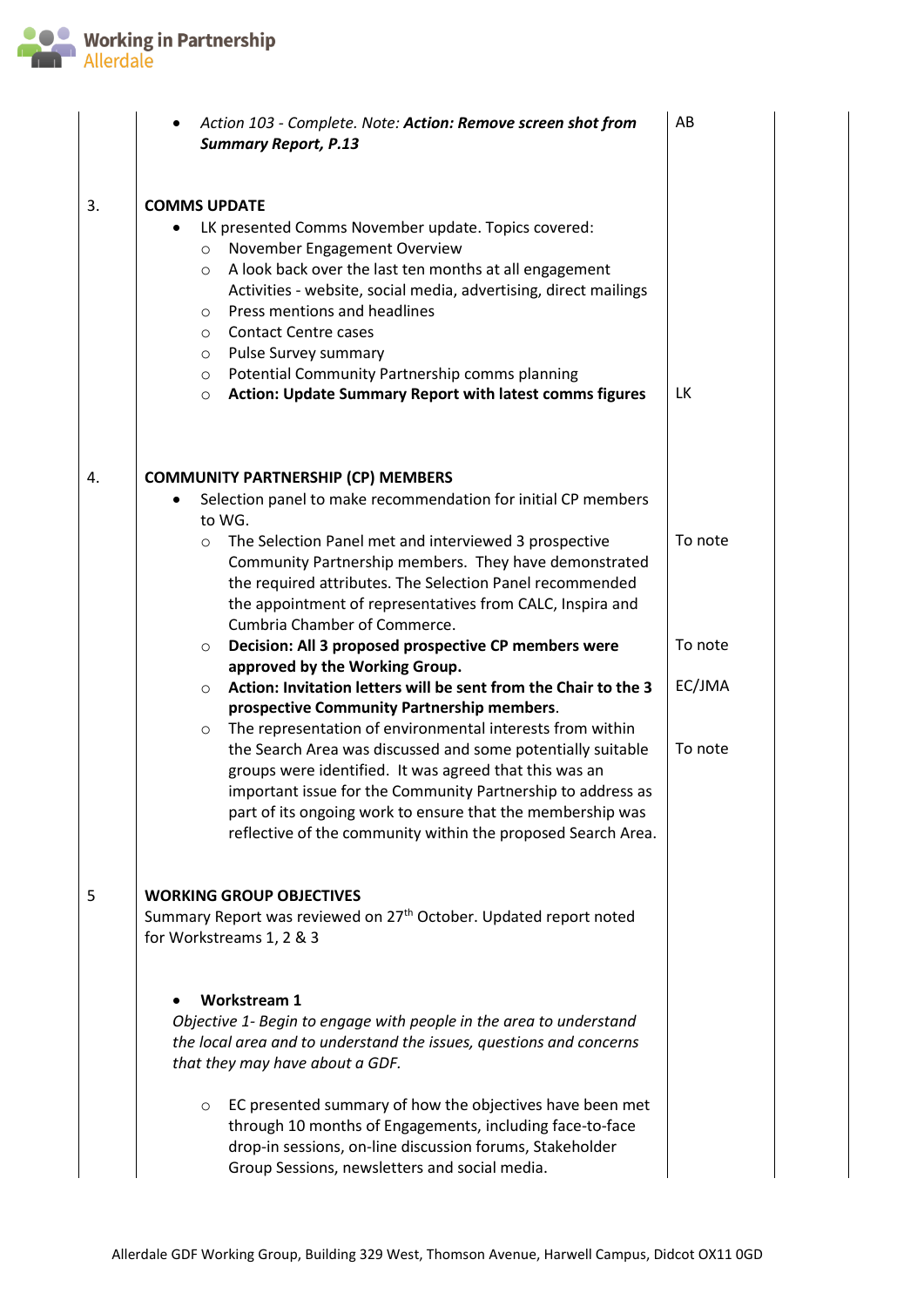| | | | |
|---|---|---|---|
| | • *Action 103 - Complete. Note:* ***Action: Remove screen shot from Summary Report, P.13*** | AB | |
| 3. | **COMMS UPDATE**<br>• LK presented Comms November update. Topics covered:<br>○ November Engagement Overview<br>○ A look back over the last ten months at all engagement Activities - website, social media, advertising, direct mailings<br>○ Press mentions and headlines<br>○ Contact Centre cases<br>○ Pulse Survey summary<br>○ Potential Community Partnership comms planning<br>○ **Action: Update Summary Report with latest comms figures** | LK | |
| 4. | **COMMUNITY PARTNERSHIP (CP) MEMBERS**<br>• Selection panel to make recommendation for initial CP members to WG.<br>○ The Selection Panel met and interviewed 3 prospective Community Partnership members. They have demonstrated the required attributes. The Selection Panel recommended the appointment of representatives from CALC, Inspira and Cumbria Chamber of Commerce.<br>○ **Decision: All 3 proposed prospective CP members were approved by the Working Group.**<br>○ **Action: Invitation letters will be sent from the Chair to the 3 prospective Community Partnership members**.<br>○ The representation of environmental interests from within the Search Area was discussed and some potentially suitable groups were identified. It was agreed that this was an important issue for the Community Partnership to address as part of its ongoing work to ensure that the membership was reflective of the community within the proposed Search Area. | To note<br><br>To note<br><br>EC/JMA<br><br>To note | |
| 5 | **WORKING GROUP OBJECTIVES**<br>Summary Report was reviewed on 27th October. Updated report noted for Workstreams 1, 2 & 3<br><br>• **Workstream 1**<br>*Objective 1- Begin to engage with people in the area to understand the local area and to understand the issues, questions and concerns that they may have about a GDF.*<br><br>○ EC presented summary of how the objectives have been met through 10 months of Engagements, including face-to-face drop-in sessions, on-line discussion forums, Stakeholder Group Sessions, newsletters and social media. | | |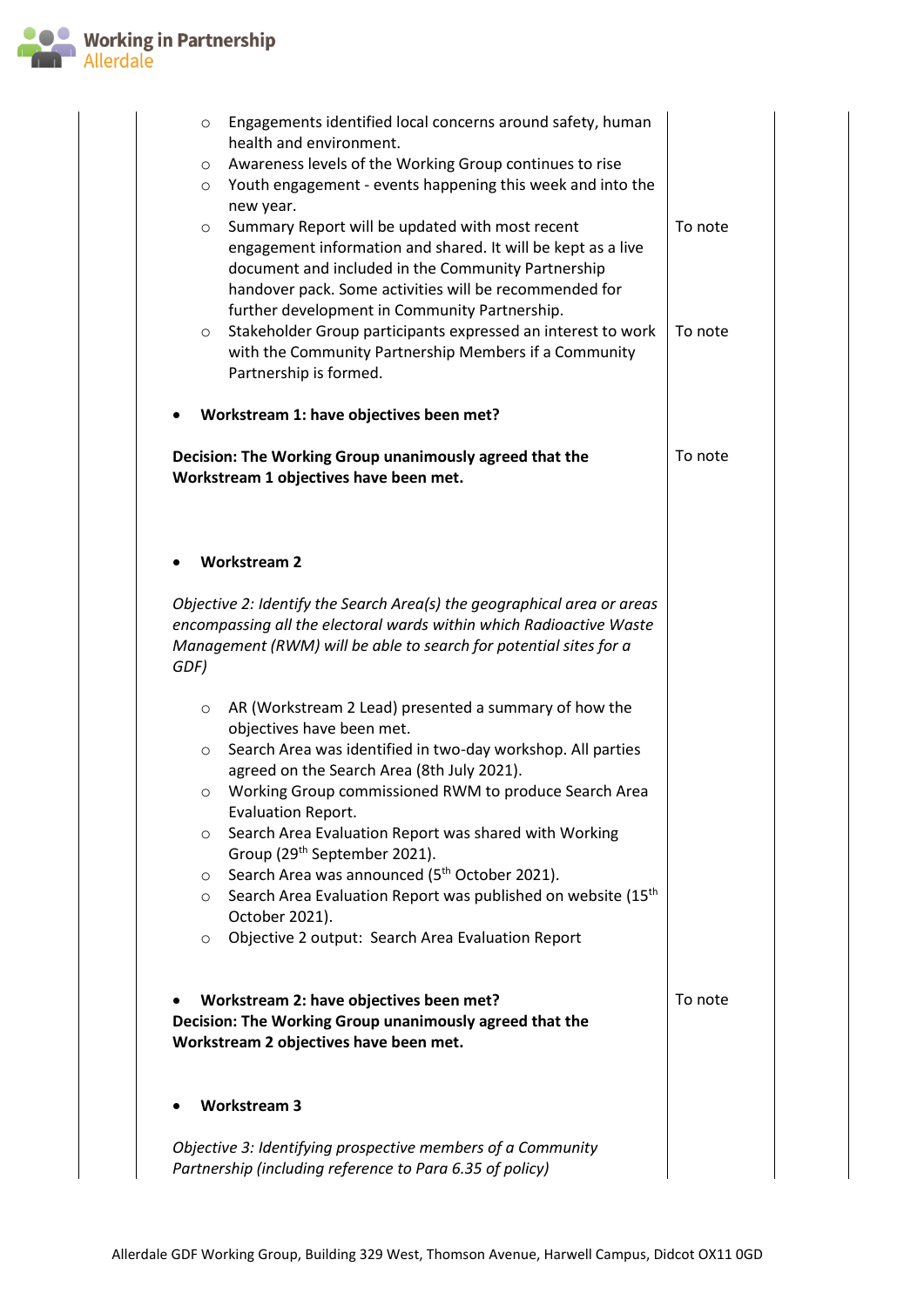| | | |
|---|---|---|
| <ul><li>Engagements identified local concerns around safety, human health and environment.</li><li>Awareness levels of the Working Group continues to rise</li><li>Youth engagement - events happening this week and into the new year.</li></ul> | | |
| <ul><li>Summary Report will be updated with most recent engagement information and shared. It will be kept as a live document and included in the Community Partnership handover pack. Some activities will be recommended for further development in Community Partnership.</li></ul> | To note | |
| <ul><li>Stakeholder Group participants expressed an interest to work with the Community Partnership Members if a Community Partnership is formed.</li></ul> | To note | |
| <ul><li>**Workstream 1: have objectives been met?**</li></ul> | | |
| **Decision: The Working Group unanimously agreed that the Workstream 1 objectives have been met.** | To note | |
| <ul><li>**Workstream 2**</li></ul> *Objective 2: Identify the Search Area(s) the geographical area or areas encompassing all the electoral wards within which Radioactive Waste Management (RWM) will be able to search for potential sites for a GDF)* <ul><li>AR (Workstream 2 Lead) presented a summary of how the objectives have been met.</li><li>Search Area was identified in two-day workshop. All parties agreed on the Search Area (8th July 2021).</li><li>Working Group commissioned RWM to produce Search Area Evaluation Report.</li><li>Search Area Evaluation Report was shared with Working Group (29th September 2021).</li><li>Search Area was announced (5th October 2021).</li><li>Search Area Evaluation Report was published on website (15th October 2021).</li><li>Objective 2 output: Search Area Evaluation Report</li></ul> | | |
| <ul><li>**Workstream 2: have objectives been met?**</li></ul> **Decision: The Working Group unanimously agreed that the Workstream 2 objectives have been met.** | To note | |
| <ul><li>**Workstream 3**</li></ul> *Objective 3: Identifying prospective members of a Community Partnership (including reference to Para 6.35 of policy)* | | |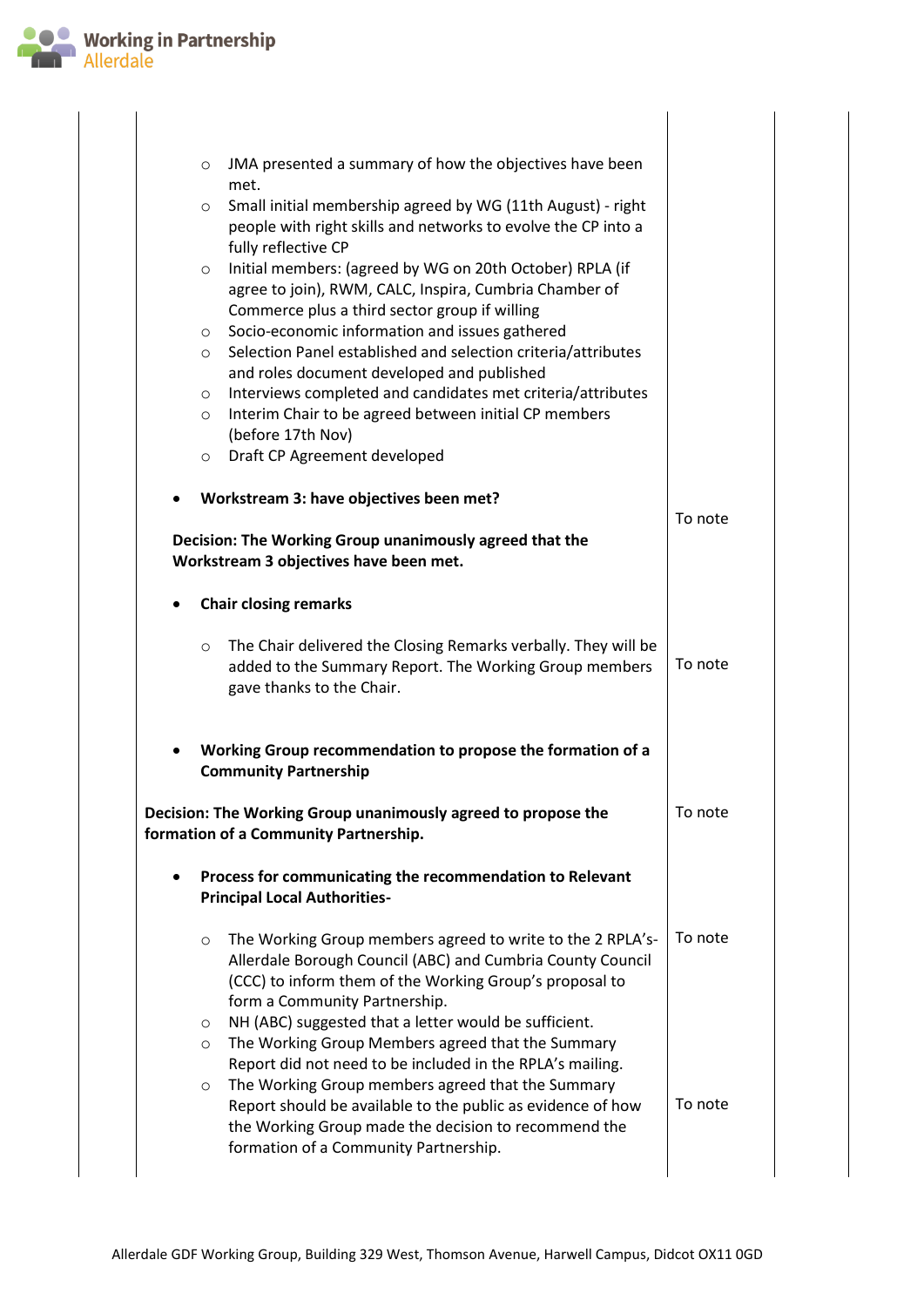| | | | |
|---|---|---|---|
| | ○ JMA presented a summary of how the objectives have been met.<br>○ Small initial membership agreed by WG (11th August) - right people with right skills and networks to evolve the CP into a fully reflective CP<br>○ Initial members: (agreed by WG on 20th October) RPLA (if agree to join), RWM, CALC, Inspira, Cumbria Chamber of Commerce plus a third sector group if willing<br>○ Socio-economic information and issues gathered<br>○ Selection Panel established and selection criteria/attributes and roles document developed and published<br>○ Interviews completed and candidates met criteria/attributes<br>○ Interim Chair to be agreed between initial CP members (before 17th Nov)<br>○ Draft CP Agreement developed | | |
| | • **Workstream 3: have objectives been met?**<br><br>**Decision: The Working Group unanimously agreed that the Workstream 3 objectives have been met.** | To note | |
| | • **Chair closing remarks**<br><br>○ The Chair delivered the Closing Remarks verbally. They will be added to the Summary Report. The Working Group members gave thanks to the Chair. | To note | |
| | • **Working Group recommendation to propose the formation of a Community Partnership**<br><br>**Decision: The Working Group unanimously agreed to propose the formation of a Community Partnership.** | To note | |
| | • **Process for communicating the recommendation to Relevant Principal Local Authorities-**<br><br>○ The Working Group members agreed to write to the 2 RPLA's- Allerdale Borough Council (ABC) and Cumbria County Council (CCC) to inform them of the Working Group's proposal to form a Community Partnership.<br>○ NH (ABC) suggested that a letter would be sufficient.<br>○ The Working Group Members agreed that the Summary Report did not need to be included in the RPLA's mailing. | To note | |
| | ○ The Working Group members agreed that the Summary Report should be available to the public as evidence of how the Working Group made the decision to recommend the formation of a Community Partnership. | To note | |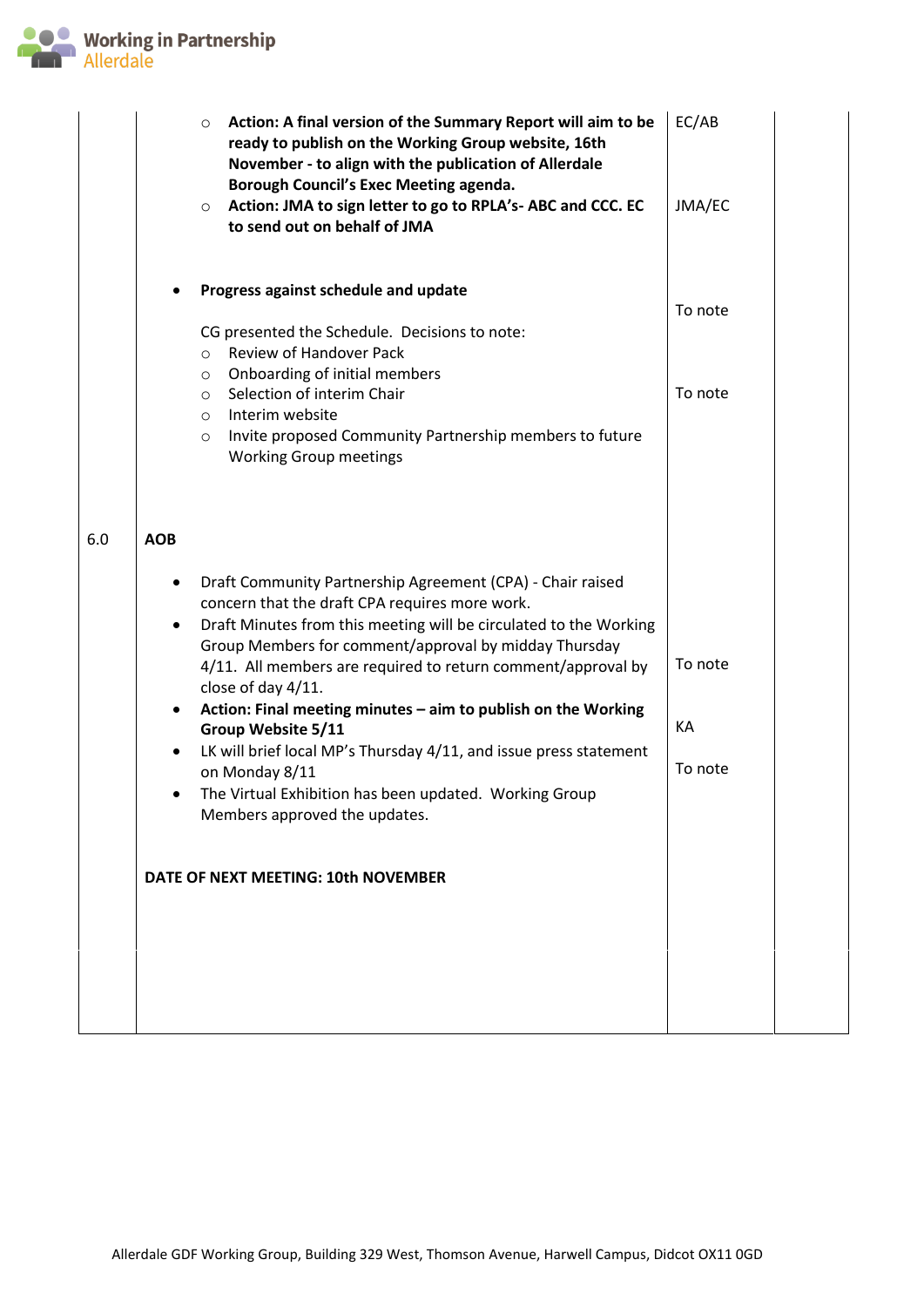| | | | |
|---|---|---|---|
| | ◦ **Action: A final version of the Summary Report will aim to be ready to publish on the Working Group website, 16th November - to align with the publication of Allerdale Borough Council's Exec Meeting agenda.**<br>◦ **Action: JMA to sign letter to go to RPLA's- ABC and CCC. EC to send out on behalf of JMA** | EC/AB<br><br>JMA/EC | |
| | • **Progress against schedule and update**<br><br>CG presented the Schedule. Decisions to note:<br>◦ Review of Handover Pack<br>◦ Onboarding of initial members<br>◦ Selection of interim Chair<br>◦ Interim website<br>◦ Invite proposed Community Partnership members to future Working Group meetings | To note<br><br>To note | |
| 6.0 | **AOB**<br><br>• Draft Community Partnership Agreement (CPA) - Chair raised concern that the draft CPA requires more work.<br>• Draft Minutes from this meeting will be circulated to the Working Group Members for comment/approval by midday Thursday 4/11. All members are required to return comment/approval by close of day 4/11.<br>• **Action: Final meeting minutes – aim to publish on the Working Group Website 5/11**<br>• LK will brief local MP's Thursday 4/11, and issue press statement on Monday 8/11<br>• The Virtual Exhibition has been updated. Working Group Members approved the updates.<br><br>**DATE OF NEXT MEETING: 10th NOVEMBER** | To note<br><br>KA<br><br>To note | |
| | | | |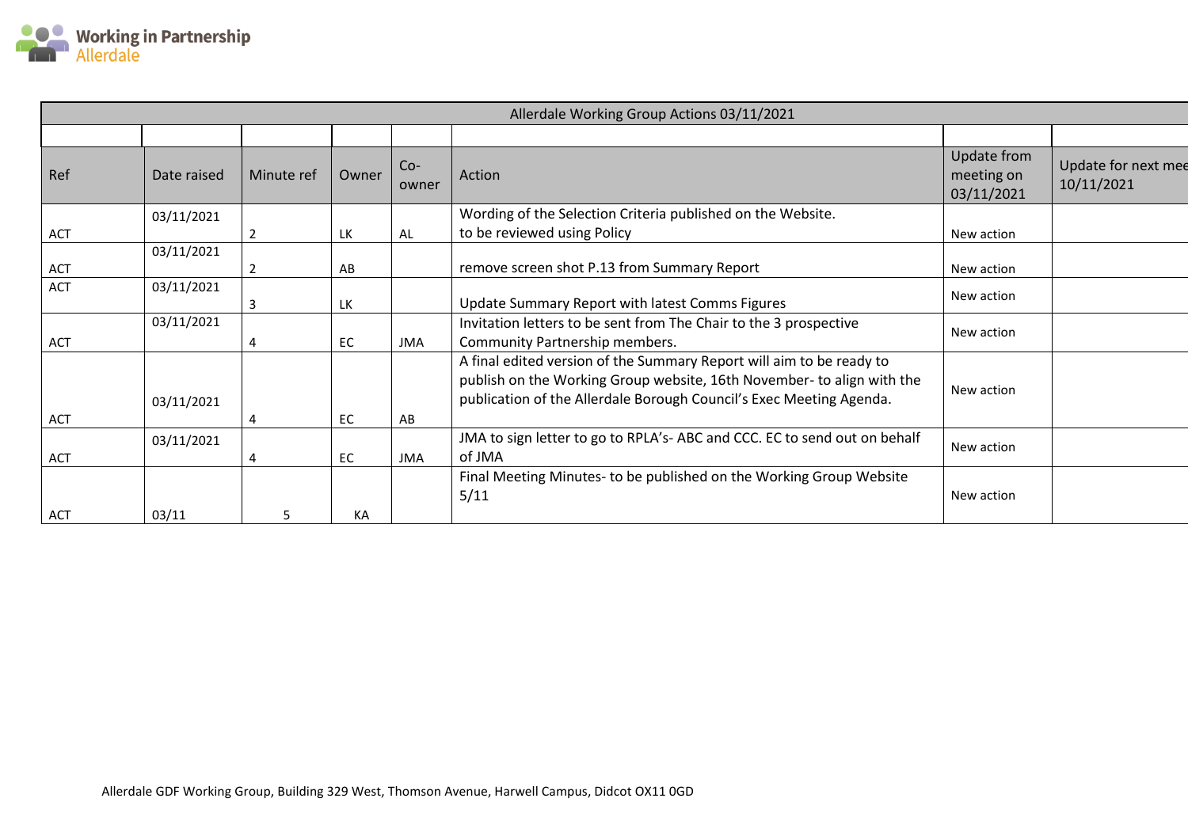Working in Partnership
Allerdale

| Allerdale Working Group Actions 03/11/2021 | | | | | | | |
|---|---|---|---|---|---|---|---|
| Ref | Date raised | Minute ref | Owner | Co-owner | Action | Update from meeting on 03/11/2021 | Update for next mee 10/11/2021 |
| ACT | 03/11/2021 | 2 | LK | AL | Wording of the Selection Criteria published on the Website. to be reviewed using Policy | New action | |
| ACT | 03/11/2021 | 2 | AB | | remove screen shot P.13 from Summary Report | New action | |
| ACT | 03/11/2021 | 3 | LK | | Update Summary Report with latest Comms Figures | New action | |
| ACT | 03/11/2021 | 4 | EC | JMA | Invitation letters to be sent from The Chair to the 3 prospective Community Partnership members. | New action | |
| ACT | 03/11/2021 | 4 | EC | AB | A final edited version of the Summary Report will aim to be ready to publish on the Working Group website, 16th November- to align with the publication of the Allerdale Borough Council's Exec Meeting Agenda. | New action | |
| ACT | 03/11/2021 | 4 | EC | JMA | JMA to sign letter to go to RPLA's- ABC and CCC. EC to send out on behalf of JMA | New action | |
| ACT | 03/11 | 5 | KA | | Final Meeting Minutes- to be published on the Working Group Website 5/11 | New action | |

Allerdale GDF Working Group, Building 329 West, Thomson Avenue, Harwell Campus, Didcot OX11 0GD